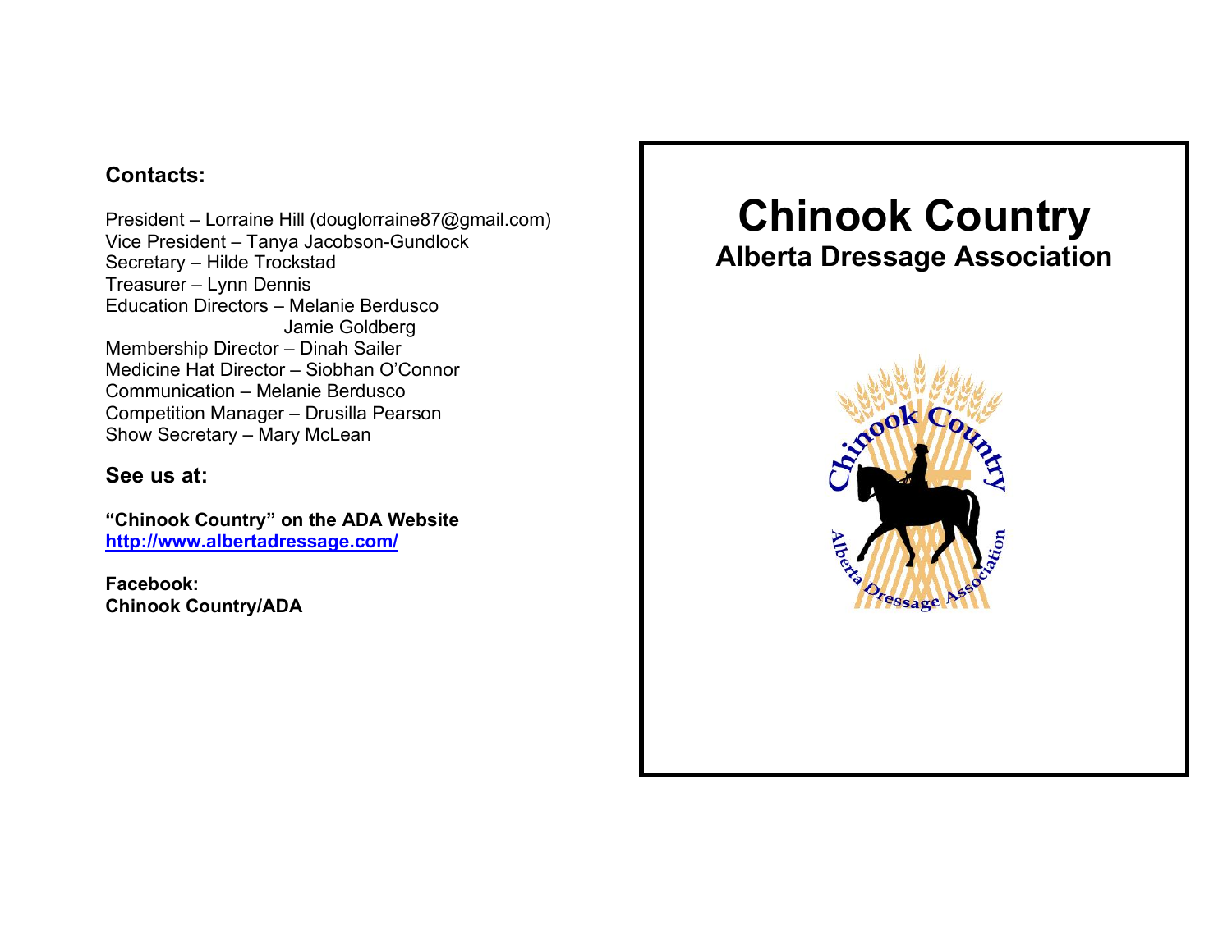**Contacts:**

President – Lorraine Hill (douglorraine87@gmail.com)
Vice President – Tanya Jacobson-Gundlock
Secretary – Hilde Trockstad
Treasurer – Lynn Dennis
Education Directors – Melanie Berdusco
Jamie Goldberg
Membership Director – Dinah Sailer
Medicine Hat Director – Siobhan O'Connor
Communication – Melanie Berdusco
Competition Manager – Drusilla Pearson
Show Secretary – Mary McLean

**See us at:**

**"Chinook Country" on the ADA Website**
**[http://www.albertadressage.com/](http://www.albertadressage.com/)**

**Facebook:**
**Chinook Country/ADA**

# Chinook Country

## Alberta Dressage Association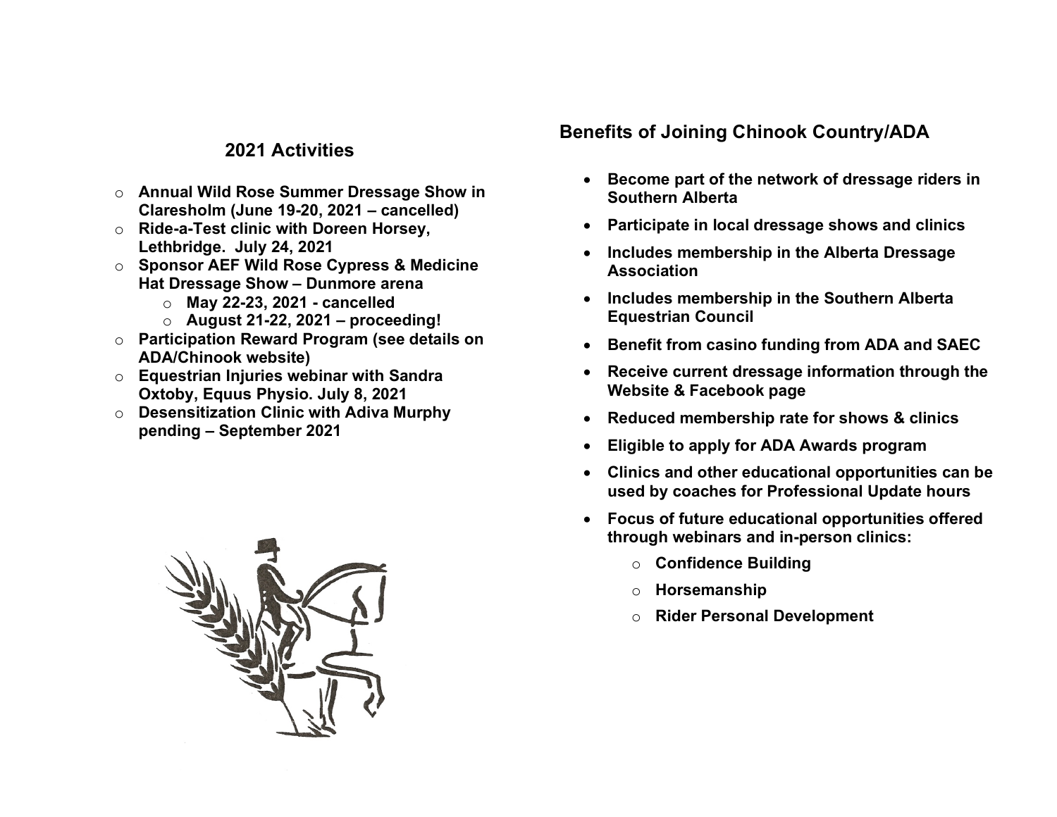## 2021 Activities

- **Annual Wild Rose Summer Dressage Show in Claresholm (June 19-20, 2021 – cancelled)**
- **Ride-a-Test clinic with Doreen Horsey, Lethbridge. July 24, 2021**
- **Sponsor AEF Wild Rose Cypress & Medicine Hat Dressage Show – Dunmore arena**
  - **May 22-23, 2021 - cancelled**
  - **August 21-22, 2021 – proceeding!**
- **Participation Reward Program (see details on ADA/Chinook website)**
- **Equestrian Injuries webinar with Sandra Oxtoby, Equus Physio. July 8, 2021**
- **Desensitization Clinic with Adiva Murphy pending – September 2021**

## Benefits of Joining Chinook Country/ADA

- **Become part of the network of dressage riders in Southern Alberta**
- **Participate in local dressage shows and clinics**
- **Includes membership in the Alberta Dressage Association**
- **Includes membership in the Southern Alberta Equestrian Council**
- **Benefit from casino funding from ADA and SAEC**
- **Receive current dressage information through the Website & Facebook page**
- **Reduced membership rate for shows & clinics**
- **Eligible to apply for ADA Awards program**
- **Clinics and other educational opportunities can be used by coaches for Professional Update hours**
- **Focus of future educational opportunities offered through webinars and in-person clinics:**
  - **Confidence Building**
  - **Horsemanship**
  - **Rider Personal Development**